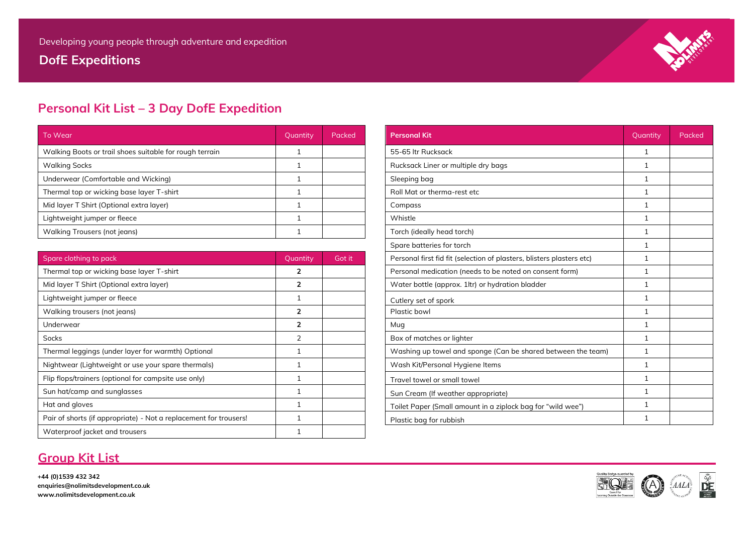Developing young people through adventure and expedition

**DofE Expeditions**

## Personal Kit List – 3 Day DofE Expedition

| To Wear | Quantity | Packed |
|---|---|---|
| Walking Boots or trail shoes suitable for rough terrain | 1 | |
| Walking Socks | 1 | |
| Underwear (Comfortable and Wicking) | 1 | |
| Thermal top or wicking base layer T-shirt | 1 | |
| Mid layer T Shirt (Optional extra layer) | 1 | |
| Lightweight jumper or fleece | 1 | |
| Walking Trousers (not jeans) | 1 | |

| Spare clothing to pack | Quantity | Got it |
|---|---|---|
| Thermal top or wicking base layer T-shirt | **2** | |
| Mid layer T Shirt (Optional extra layer) | **2** | |
| Lightweight jumper or fleece | 1 | |
| Walking trousers (not jeans) | **2** | |
| Underwear | **2** | |
| Socks | 2 | |
| Thermal leggings (under layer for warmth) Optional | 1 | |
| Nightwear (Lightweight or use your spare thermals) | 1 | |
| Flip flops/trainers (optional for campsite use only) | 1 | |
| Sun hat/camp and sunglasses | 1 | |
| Hat and gloves | 1 | |
| Pair of shorts (if appropriate) - Not a replacement for trousers! | 1 | |
| Waterproof jacket and trousers | 1 | |

| **Personal Kit** | Quantity | Packed |
|---|---|---|
| 55-65 ltr Rucksack | 1 | |
| Rucksack Liner or multiple dry bags | 1 | |
| Sleeping bag | 1 | |
| Roll Mat or therma-rest etc | 1 | |
| Compass | 1 | |
| Whistle | 1 | |
| Torch (ideally head torch) | 1 | |
| Spare batteries for torch | 1 | |
| Personal first fid fit (selection of plasters, blisters plasters etc) | 1 | |
| Personal medication (needs to be noted on consent form) | 1 | |
| Water bottle (approx. 1ltr) or hydration bladder | 1 | |
| Cutlery set of spork | 1 | |
| Plastic bowl | 1 | |
| Mug | 1 | |
| Box of matches or lighter | 1 | |
| Washing up towel and sponge (Can be shared between the team) | 1 | |
| Wash Kit/Personal Hygiene Items | 1 | |
| Travel towel or small towel | 1 | |
| Sun Cream (If weather appropriate) | 1 | |
| Toilet Paper (Small amount in a ziplock bag for "wild wee") | 1 | |
| Plastic bag for rubbish | 1 | |

## Group Kit List

**+44 (0)1539 432 342**
**enquiries@nolimitsdevelopment.co.uk**
**www.nolimitsdevelopment.co.uk**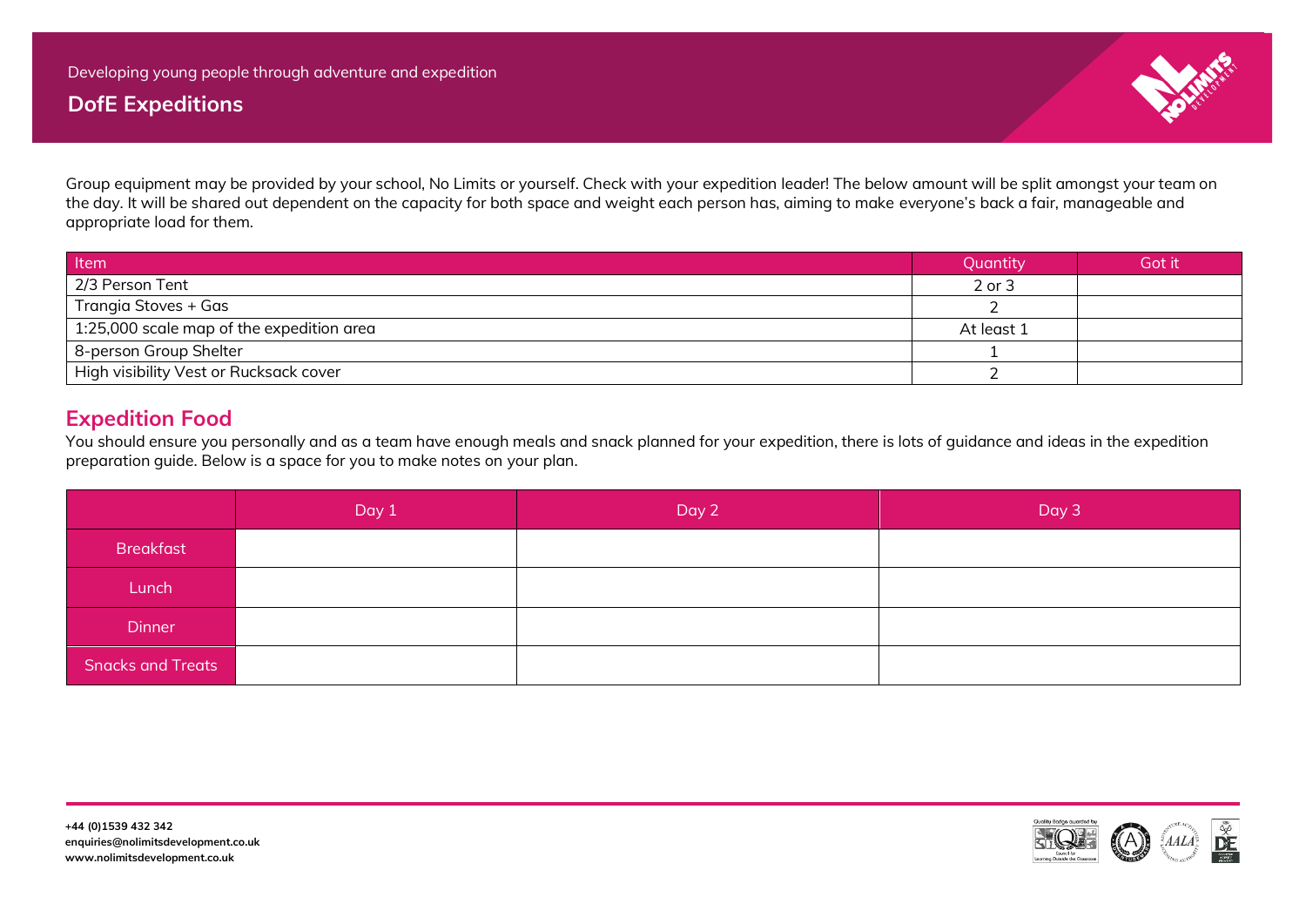Developing young people through adventure and expedition

## DofE Expeditions

Group equipment may be provided by your school, No Limits or yourself. Check with your expedition leader! The below amount will be split amongst your team on the day. It will be shared out dependent on the capacity for both space and weight each person has, aiming to make everyone's back a fair, manageable and appropriate load for them.

| Item | Quantity | Got it |
| --- | --- | --- |
| 2/3 Person Tent | 2 or 3 | |
| Trangia Stoves + Gas | 2 | |
| 1:25,000 scale map of the expedition area | At least 1 | |
| 8-person Group Shelter | 1 | |
| High visibility Vest or Rucksack cover | 2 | |

## Expedition Food

You should ensure you personally and as a team have enough meals and snack planned for your expedition, there is lots of guidance and ideas in the expedition preparation guide. Below is a space for you to make notes on your plan.

| | Day 1 | Day 2 | Day 3 |
| --- | --- | --- | --- |
| Breakfast | | | |
| Lunch | | | |
| Dinner | | | |
| Snacks and Treats | | | |

**+44 (0)1539 432 342**
**enquiries@nolimitsdevelopment.co.uk**
**www.nolimitsdevelopment.co.uk**